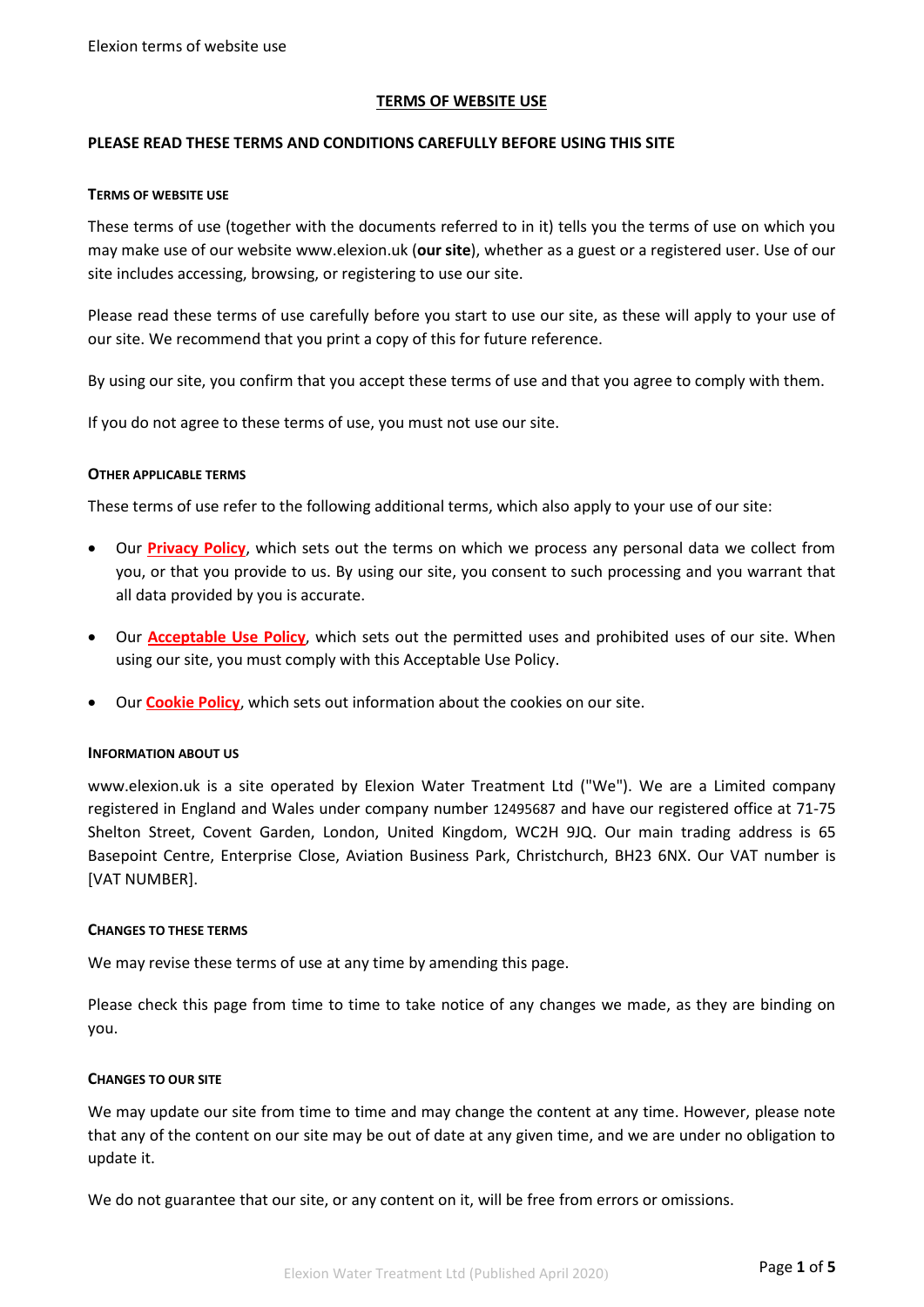# TERMS OF WEBSITE USE

## PLEASE READ THESE TERMS AND CONDITIONS CAREFULLY BEFORE USING THIS SITE

### TERMS OF WEBSITE USE

These terms of use (together with the documents referred to in it) tells you the terms of use on which you may make use of our website www.elexion.uk (**our site**), whether as a guest or a registered user. Use of our site includes accessing, browsing, or registering to use our site.

Please read these terms of use carefully before you start to use our site, as these will apply to your use of our site. We recommend that you print a copy of this for future reference.

By using our site, you confirm that you accept these terms of use and that you agree to comply with them.

If you do not agree to these terms of use, you must not use our site.

### OTHER APPLICABLE TERMS

These terms of use refer to the following additional terms, which also apply to your use of our site:

- Our **Privacy Policy**, which sets out the terms on which we process any personal data we collect from you, or that you provide to us. By using our site, you consent to such processing and you warrant that all data provided by you is accurate.
- Our **Acceptable Use Policy**, which sets out the permitted uses and prohibited uses of our site. When using our site, you must comply with this Acceptable Use Policy.
- Our **Cookie Policy**, which sets out information about the cookies on our site.

### INFORMATION ABOUT US

www.elexion.uk is a site operated by Elexion Water Treatment Ltd ("We"). We are a Limited company registered in England and Wales under company number 12495687 and have our registered office at 71-75 Shelton Street, Covent Garden, London, United Kingdom, WC2H 9JQ. Our main trading address is 65 Basepoint Centre, Enterprise Close, Aviation Business Park, Christchurch, BH23 6NX. Our VAT number is [VAT NUMBER].

### CHANGES TO THESE TERMS

We may revise these terms of use at any time by amending this page.

Please check this page from time to time to take notice of any changes we made, as they are binding on you.

### CHANGES TO OUR SITE

We may update our site from time to time and may change the content at any time. However, please note that any of the content on our site may be out of date at any given time, and we are under no obligation to update it.

We do not guarantee that our site, or any content on it, will be free from errors or omissions.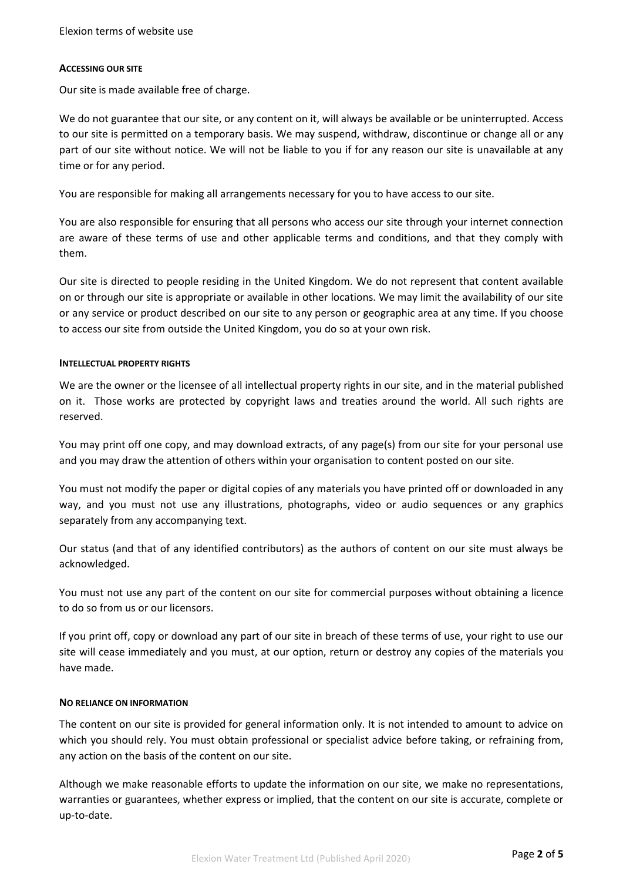## ACCESSING OUR SITE

Our site is made available free of charge.

We do not guarantee that our site, or any content on it, will always be available or be uninterrupted. Access to our site is permitted on a temporary basis. We may suspend, withdraw, discontinue or change all or any part of our site without notice. We will not be liable to you if for any reason our site is unavailable at any time or for any period.

You are responsible for making all arrangements necessary for you to have access to our site.

You are also responsible for ensuring that all persons who access our site through your internet connection are aware of these terms of use and other applicable terms and conditions, and that they comply with them.

Our site is directed to people residing in the United Kingdom. We do not represent that content available on or through our site is appropriate or available in other locations. We may limit the availability of our site or any service or product described on our site to any person or geographic area at any time. If you choose to access our site from outside the United Kingdom, you do so at your own risk.

## INTELLECTUAL PROPERTY RIGHTS

We are the owner or the licensee of all intellectual property rights in our site, and in the material published on it. Those works are protected by copyright laws and treaties around the world. All such rights are reserved.

You may print off one copy, and may download extracts, of any page(s) from our site for your personal use and you may draw the attention of others within your organisation to content posted on our site.

You must not modify the paper or digital copies of any materials you have printed off or downloaded in any way, and you must not use any illustrations, photographs, video or audio sequences or any graphics separately from any accompanying text.

Our status (and that of any identified contributors) as the authors of content on our site must always be acknowledged.

You must not use any part of the content on our site for commercial purposes without obtaining a licence to do so from us or our licensors.

If you print off, copy or download any part of our site in breach of these terms of use, your right to use our site will cease immediately and you must, at our option, return or destroy any copies of the materials you have made.

## NO RELIANCE ON INFORMATION

The content on our site is provided for general information only. It is not intended to amount to advice on which you should rely. You must obtain professional or specialist advice before taking, or refraining from, any action on the basis of the content on our site.

Although we make reasonable efforts to update the information on our site, we make no representations, warranties or guarantees, whether express or implied, that the content on our site is accurate, complete or up-to-date.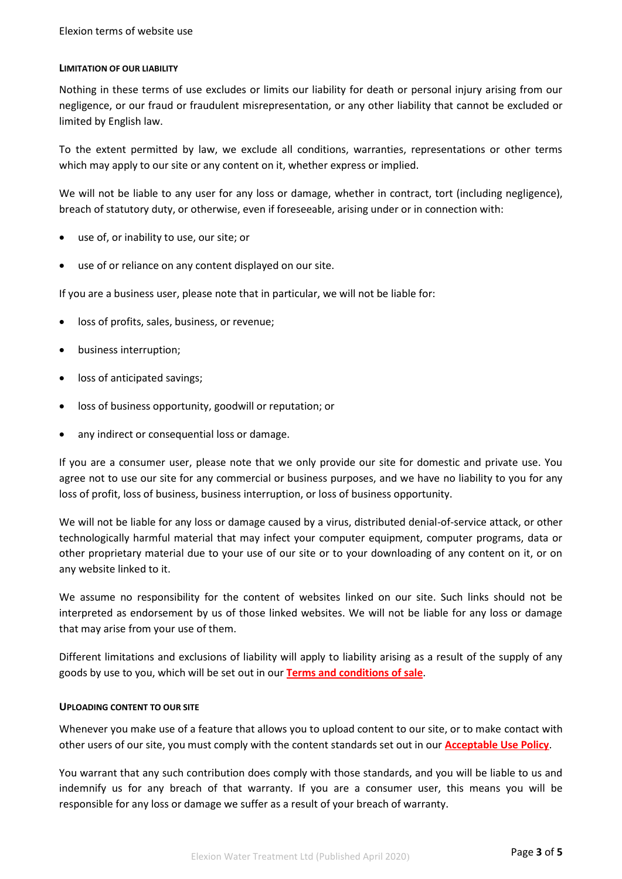#### LIMITATION OF OUR LIABILITY

Nothing in these terms of use excludes or limits our liability for death or personal injury arising from our negligence, or our fraud or fraudulent misrepresentation, or any other liability that cannot be excluded or limited by English law.

To the extent permitted by law, we exclude all conditions, warranties, representations or other terms which may apply to our site or any content on it, whether express or implied.

We will not be liable to any user for any loss or damage, whether in contract, tort (including negligence), breach of statutory duty, or otherwise, even if foreseeable, arising under or in connection with:

- use of, or inability to use, our site; or
- use of or reliance on any content displayed on our site.

If you are a business user, please note that in particular, we will not be liable for:

- loss of profits, sales, business, or revenue;
- business interruption;
- loss of anticipated savings;
- loss of business opportunity, goodwill or reputation; or
- any indirect or consequential loss or damage.

If you are a consumer user, please note that we only provide our site for domestic and private use. You agree not to use our site for any commercial or business purposes, and we have no liability to you for any loss of profit, loss of business, business interruption, or loss of business opportunity.

We will not be liable for any loss or damage caused by a virus, distributed denial-of-service attack, or other technologically harmful material that may infect your computer equipment, computer programs, data or other proprietary material due to your use of our site or to your downloading of any content on it, or on any website linked to it.

We assume no responsibility for the content of websites linked on our site. Such links should not be interpreted as endorsement by us of those linked websites. We will not be liable for any loss or damage that may arise from your use of them.

Different limitations and exclusions of liability will apply to liability arising as a result of the supply of any goods by use to you, which will be set out in our **Terms and conditions of sale**.

#### UPLOADING CONTENT TO OUR SITE

Whenever you make use of a feature that allows you to upload content to our site, or to make contact with other users of our site, you must comply with the content standards set out in our **Acceptable Use Policy**.

You warrant that any such contribution does comply with those standards, and you will be liable to us and indemnify us for any breach of that warranty. If you are a consumer user, this means you will be responsible for any loss or damage we suffer as a result of your breach of warranty.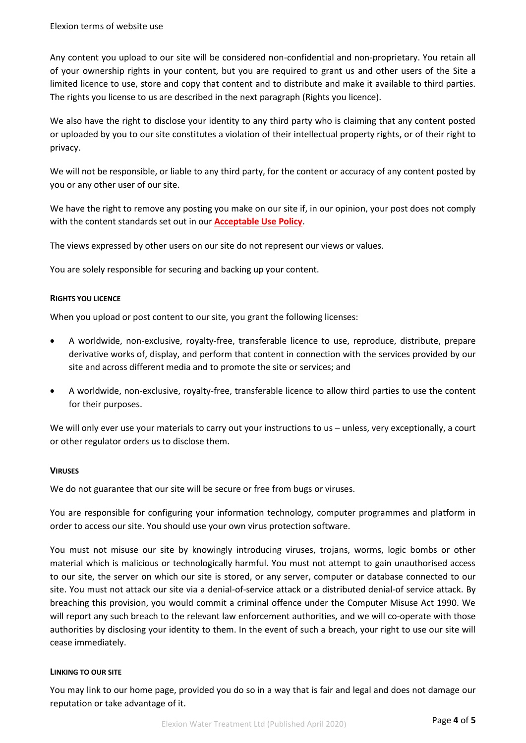Any content you upload to our site will be considered non-confidential and non-proprietary. You retain all of your ownership rights in your content, but you are required to grant us and other users of the Site a limited licence to use, store and copy that content and to distribute and make it available to third parties. The rights you license to us are described in the next paragraph (Rights you licence).

We also have the right to disclose your identity to any third party who is claiming that any content posted or uploaded by you to our site constitutes a violation of their intellectual property rights, or of their right to privacy.

We will not be responsible, or liable to any third party, for the content or accuracy of any content posted by you or any other user of our site.

We have the right to remove any posting you make on our site if, in our opinion, your post does not comply with the content standards set out in our **Acceptable Use Policy**.

The views expressed by other users on our site do not represent our views or values.

You are solely responsible for securing and backing up your content.

#### RIGHTS YOU LICENCE

When you upload or post content to our site, you grant the following licenses:

- A worldwide, non-exclusive, royalty-free, transferable licence to use, reproduce, distribute, prepare derivative works of, display, and perform that content in connection with the services provided by our site and across different media and to promote the site or services; and
- A worldwide, non-exclusive, royalty-free, transferable licence to allow third parties to use the content for their purposes.

We will only ever use your materials to carry out your instructions to us – unless, very exceptionally, a court or other regulator orders us to disclose them.

#### VIRUSES

We do not guarantee that our site will be secure or free from bugs or viruses.

You are responsible for configuring your information technology, computer programmes and platform in order to access our site. You should use your own virus protection software.

You must not misuse our site by knowingly introducing viruses, trojans, worms, logic bombs or other material which is malicious or technologically harmful. You must not attempt to gain unauthorised access to our site, the server on which our site is stored, or any server, computer or database connected to our site. You must not attack our site via a denial-of-service attack or a distributed denial-of service attack. By breaching this provision, you would commit a criminal offence under the Computer Misuse Act 1990. We will report any such breach to the relevant law enforcement authorities, and we will co-operate with those authorities by disclosing your identity to them. In the event of such a breach, your right to use our site will cease immediately.

#### LINKING TO OUR SITE

You may link to our home page, provided you do so in a way that is fair and legal and does not damage our reputation or take advantage of it.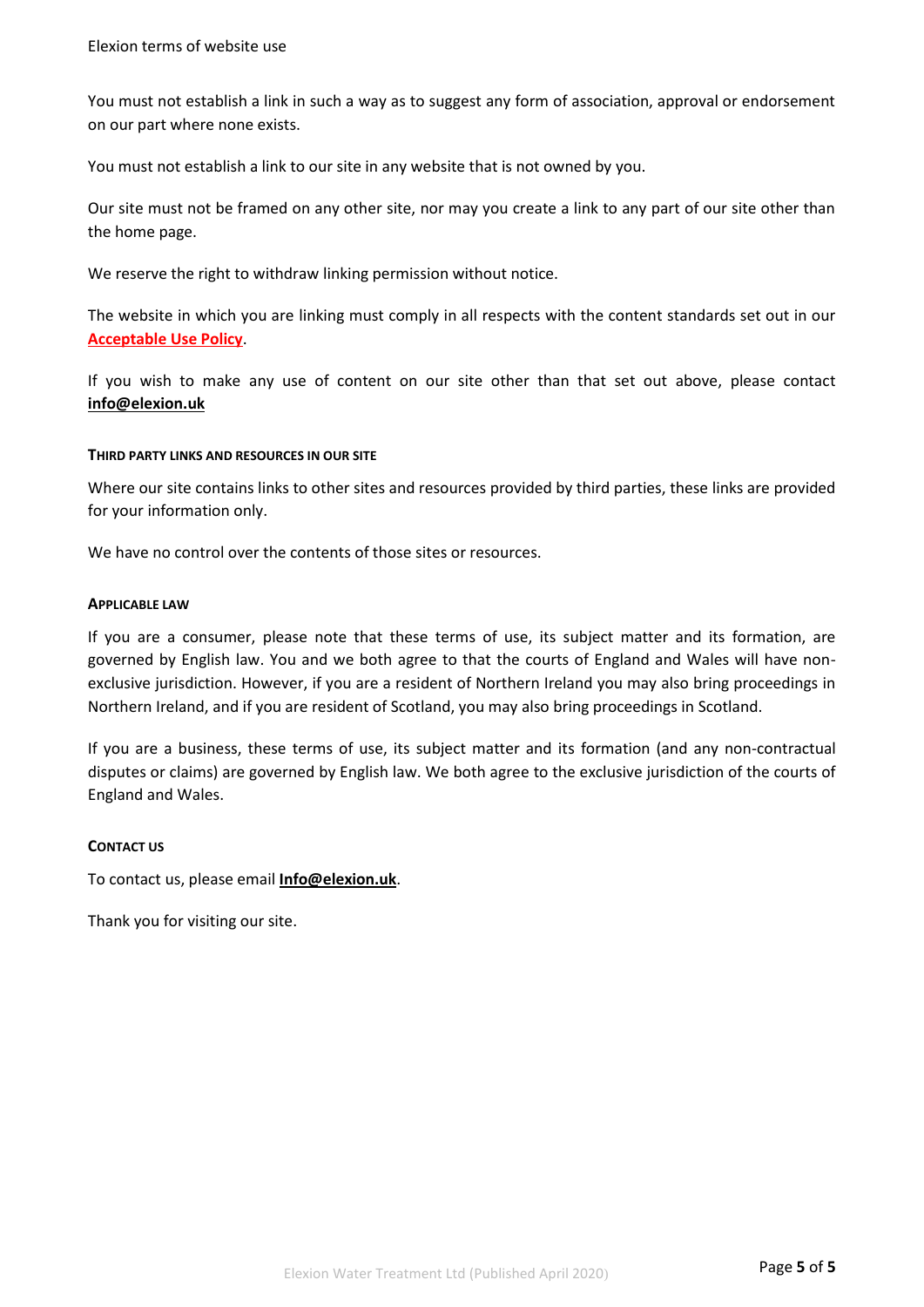You must not establish a link in such a way as to suggest any form of association, approval or endorsement on our part where none exists.

You must not establish a link to our site in any website that is not owned by you.

Our site must not be framed on any other site, nor may you create a link to any part of our site other than the home page.

We reserve the right to withdraw linking permission without notice.

The website in which you are linking must comply in all respects with the content standards set out in our **Acceptable Use Policy**.

If you wish to make any use of content on our site other than that set out above, please contact **info@elexion.uk**

#### THIRD PARTY LINKS AND RESOURCES IN OUR SITE

Where our site contains links to other sites and resources provided by third parties, these links are provided for your information only.

We have no control over the contents of those sites or resources.

#### APPLICABLE LAW

If you are a consumer, please note that these terms of use, its subject matter and its formation, are governed by English law. You and we both agree to that the courts of England and Wales will have non-exclusive jurisdiction. However, if you are a resident of Northern Ireland you may also bring proceedings in Northern Ireland, and if you are resident of Scotland, you may also bring proceedings in Scotland.

If you are a business, these terms of use, its subject matter and its formation (and any non-contractual disputes or claims) are governed by English law. We both agree to the exclusive jurisdiction of the courts of England and Wales.

#### CONTACT US

To contact us, please email **Info@elexion.uk**.

Thank you for visiting our site.